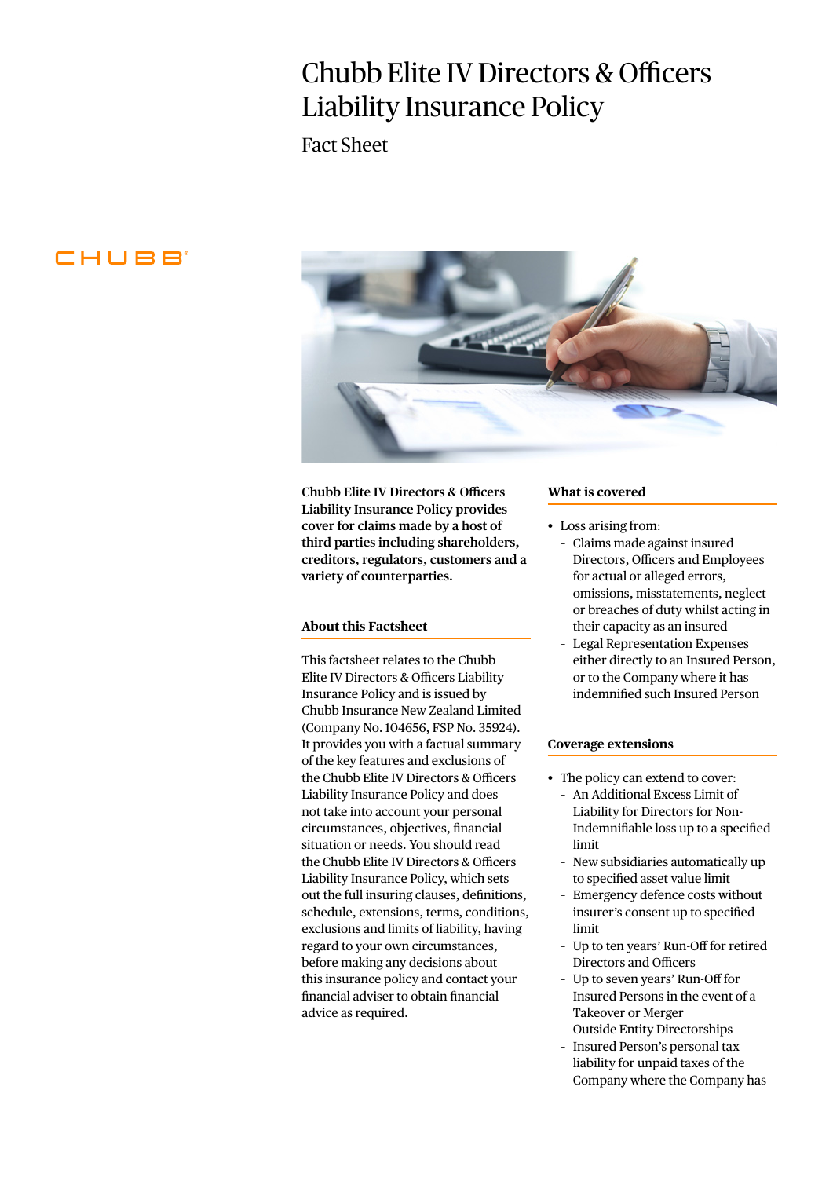# Chubb Elite IV Directors & Officers Liability Insurance Policy

Fact Sheet

**Chubb Elite IV Directors & Officers Liability Insurance Policy provides cover for claims made by a host of third parties including shareholders, creditors, regulators, customers and a variety of counterparties.**

## About this Factsheet

This factsheet relates to the Chubb Elite IV Directors & Officers Liability Insurance Policy and is issued by Chubb Insurance New Zealand Limited (Company No. 104656, FSP No. 35924). It provides you with a factual summary of the key features and exclusions of the Chubb Elite IV Directors & Officers Liability Insurance Policy and does not take into account your personal circumstances, objectives, financial situation or needs. You should read the Chubb Elite IV Directors & Officers Liability Insurance Policy, which sets out the full insuring clauses, definitions, schedule, extensions, terms, conditions, exclusions and limits of liability, having regard to your own circumstances, before making any decisions about this insurance policy and contact your financial adviser to obtain financial advice as required.

## What is covered

- Loss arising from:
  - Claims made against insured Directors, Officers and Employees for actual or alleged errors, omissions, misstatements, neglect or breaches of duty whilst acting in their capacity as an insured
  - Legal Representation Expenses either directly to an Insured Person, or to the Company where it has indemnified such Insured Person

## Coverage extensions

- The policy can extend to cover:
  - An Additional Excess Limit of Liability for Directors for Non-Indemnifiable loss up to a specified limit
  - New subsidiaries automatically up to specified asset value limit
  - Emergency defence costs without insurer's consent up to specified limit
  - Up to ten years' Run-Off for retired Directors and Officers
  - Up to seven years' Run-Off for Insured Persons in the event of a Takeover or Merger
  - Outside Entity Directorships
  - Insured Person's personal tax liability for unpaid taxes of the Company where the Company has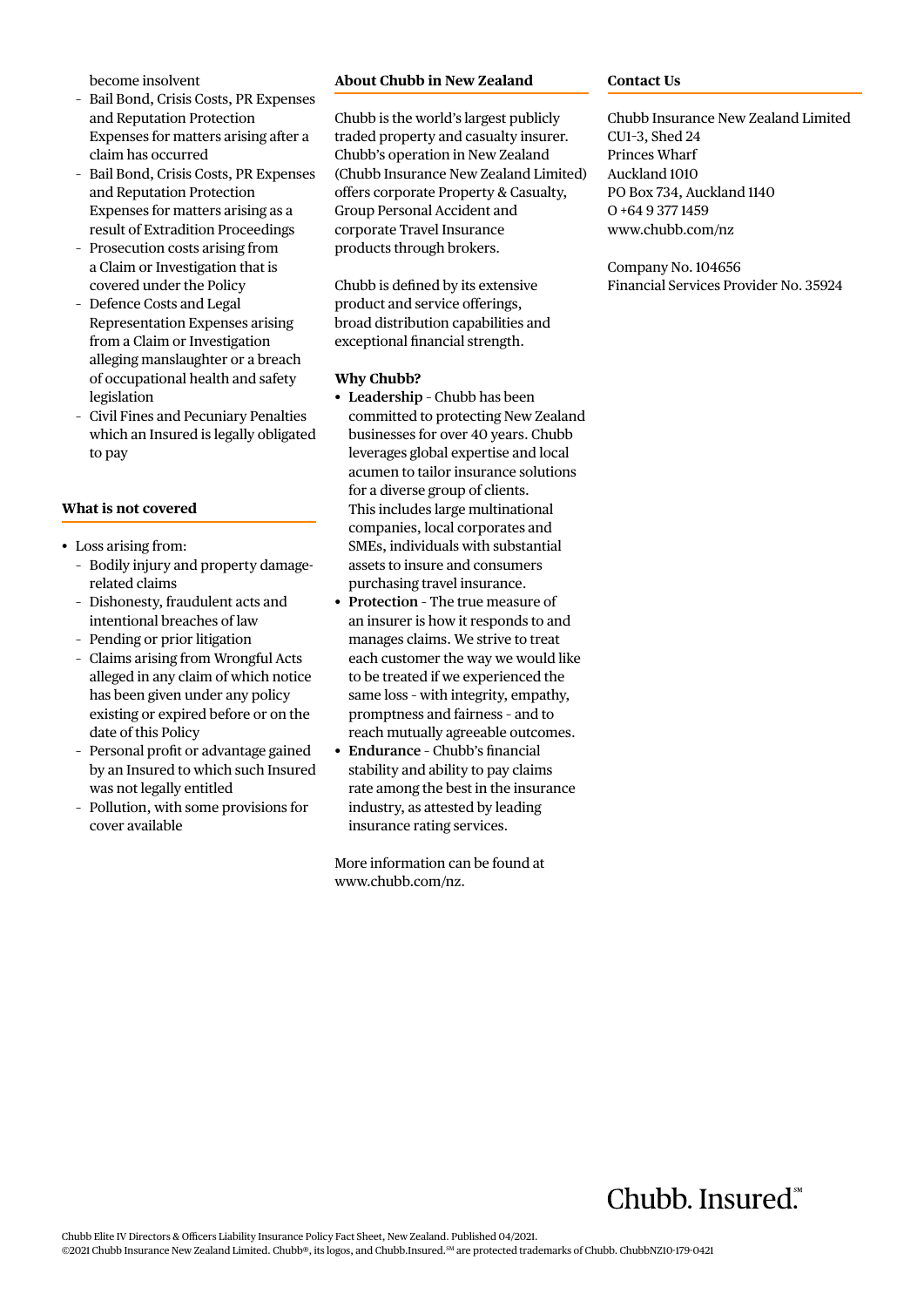become insolvent

- Bail Bond, Crisis Costs, PR Expenses and Reputation Protection Expenses for matters arising after a claim has occurred
- Bail Bond, Crisis Costs, PR Expenses and Reputation Protection Expenses for matters arising as a result of Extradition Proceedings
- Prosecution costs arising from a Claim or Investigation that is covered under the Policy
- Defence Costs and Legal Representation Expenses arising from a Claim or Investigation alleging manslaughter or a breach of occupational health and safety legislation
- Civil Fines and Pecuniary Penalties which an Insured is legally obligated to pay

### What is not covered

- Loss arising from:
  - Bodily injury and property damage-related claims
  - Dishonesty, fraudulent acts and intentional breaches of law
  - Pending or prior litigation
  - Claims arising from Wrongful Acts alleged in any claim of which notice has been given under any policy existing or expired before or on the date of this Policy
  - Personal profit or advantage gained by an Insured to which such Insured was not legally entitled
  - Pollution, with some provisions for cover available

### About Chubb in New Zealand

Chubb is the world's largest publicly traded property and casualty insurer. Chubb's operation in New Zealand (Chubb Insurance New Zealand Limited) offers corporate Property & Casualty, Group Personal Accident and corporate Travel Insurance products through brokers.

Chubb is defined by its extensive product and service offerings, broad distribution capabilities and exceptional financial strength.

**Why Chubb?**

- **Leadership** – Chubb has been committed to protecting New Zealand businesses for over 40 years. Chubb leverages global expertise and local acumen to tailor insurance solutions for a diverse group of clients. This includes large multinational companies, local corporates and SMEs, individuals with substantial assets to insure and consumers purchasing travel insurance.
- **Protection** – The true measure of an insurer is how it responds to and manages claims. We strive to treat each customer the way we would like to be treated if we experienced the same loss – with integrity, empathy, promptness and fairness – and to reach mutually agreeable outcomes.
- **Endurance** – Chubb's financial stability and ability to pay claims rate among the best in the insurance industry, as attested by leading insurance rating services.

More information can be found at www.chubb.com/nz.

### Contact Us

Chubb Insurance New Zealand Limited
CU1-3, Shed 24
Princes Wharf
Auckland 1010
PO Box 734, Auckland 1140
O +64 9 377 1459
www.chubb.com/nz

Company No. 104656
Financial Services Provider No. 35924

Chubb. Insured.℠

Chubb Elite IV Directors & Officers Liability Insurance Policy Fact Sheet, New Zealand. Published 04/2021.
©2021 Chubb Insurance New Zealand Limited. Chubb®, its logos, and Chubb.Insured.℠ are protected trademarks of Chubb. ChubbNZ10-179-0421